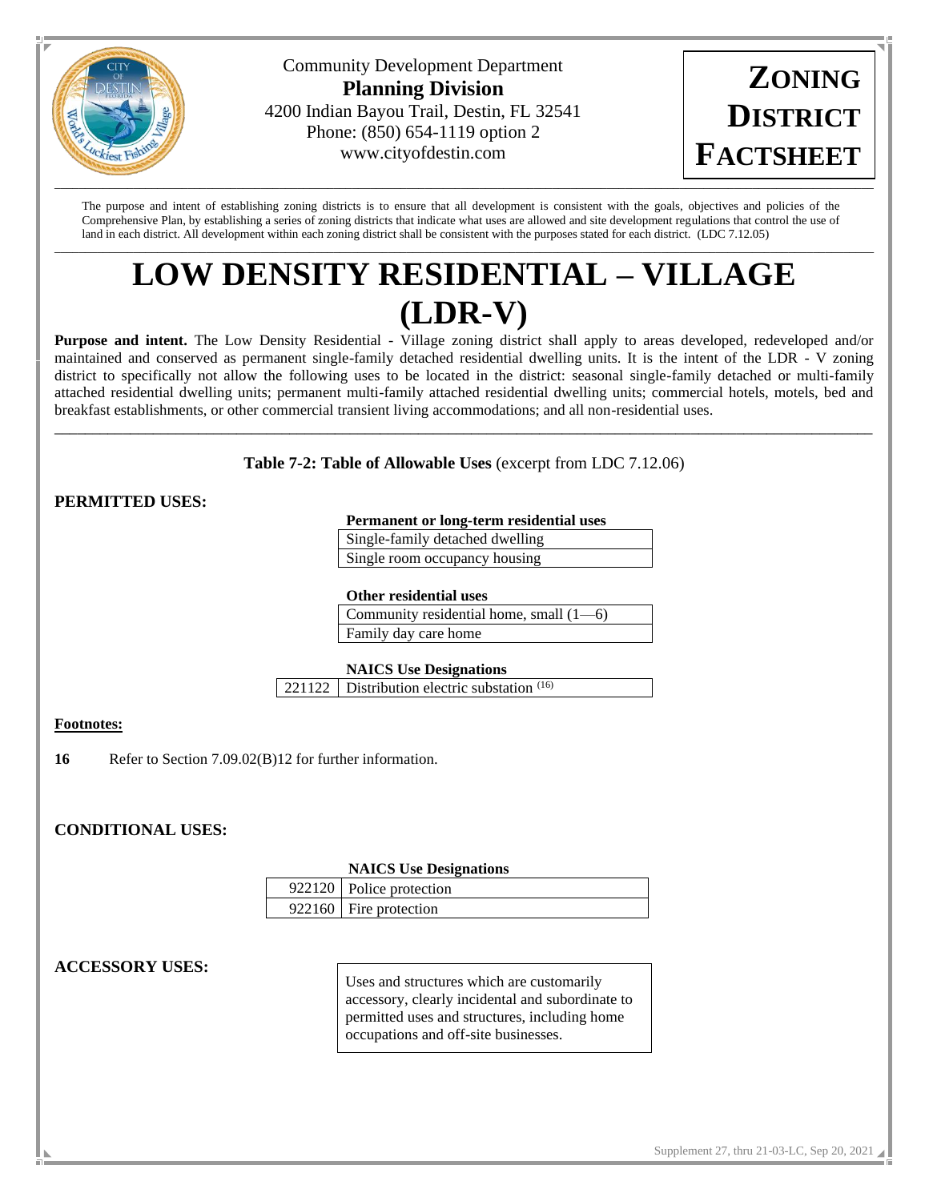Community Development Department
**Planning Division**
4200 Indian Bayou Trail, Destin, FL 32541
Phone: (850) 654-1119 option 2
www.cityofdestin.com

**ZONING DISTRICT FACTSHEET**

The purpose and intent of establishing zoning districts is to ensure that all development is consistent with the goals, objectives and policies of the Comprehensive Plan, by establishing a series of zoning districts that indicate what uses are allowed and site development regulations that control the use of land in each district. All development within each zoning district shall be consistent with the purposes stated for each district. (LDC 7.12.05)

# LOW DENSITY RESIDENTIAL – VILLAGE (LDR-V)

**Purpose and intent.** The Low Density Residential - Village zoning district shall apply to areas developed, redeveloped and/or maintained and conserved as permanent single-family detached residential dwelling units. It is the intent of the LDR - V zoning district to specifically not allow the following uses to be located in the district: seasonal single-family detached or multi-family attached residential dwelling units; permanent multi-family attached residential dwelling units; commercial hotels, motels, bed and breakfast establishments, or other commercial transient living accommodations; and all non-residential uses.

**Table 7-2: Table of Allowable Uses** (excerpt from LDC 7.12.06)

## PERMITTED USES:

| Permanent or long-term residential uses |
|---|
| Single-family detached dwelling |
| Single room occupancy housing |

| Other residential uses |
|---|
| Community residential home, small (1—6) |
| Family day care home |

| NAICS Use Designations | |
|---|---|
| 221122 | Distribution electric substation (16) |

**Footnotes:**

**16** Refer to Section 7.09.02(B)12 for further information.

## CONDITIONAL USES:

| NAICS Use Designations | |
|---|---|
| 922120 | Police protection |
| 922160 | Fire protection |

## ACCESSORY USES:

Uses and structures which are customarily accessory, clearly incidental and subordinate to permitted uses and structures, including home occupations and off-site businesses.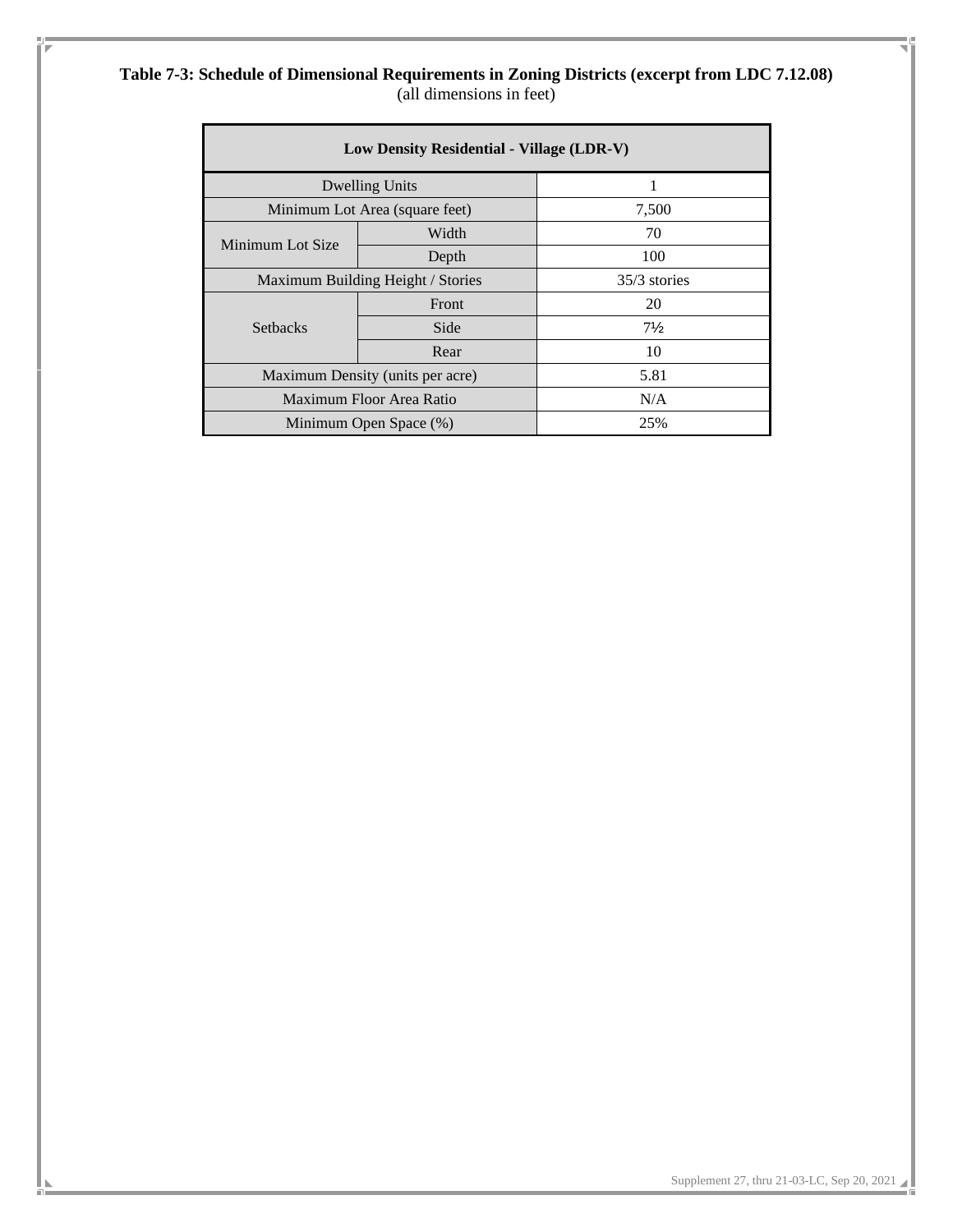**Table 7-3: Schedule of Dimensional Requirements in Zoning Districts (excerpt from LDC 7.12.08)**
(all dimensions in feet)

| Low Density Residential - Village (LDR-V) | | |
|---|---|---|
| Dwelling Units | | 1 |
| Minimum Lot Area (square feet) | | 7,500 |
| Minimum Lot Size | Width | 70 |
| | Depth | 100 |
| Maximum Building Height / Stories | | 35/3 stories |
| Setbacks | Front | 20 |
| | Side | 7½ |
| | Rear | 10 |
| Maximum Density (units per acre) | | 5.81 |
| Maximum Floor Area Ratio | | N/A |
| Minimum Open Space (%) | | 25% |